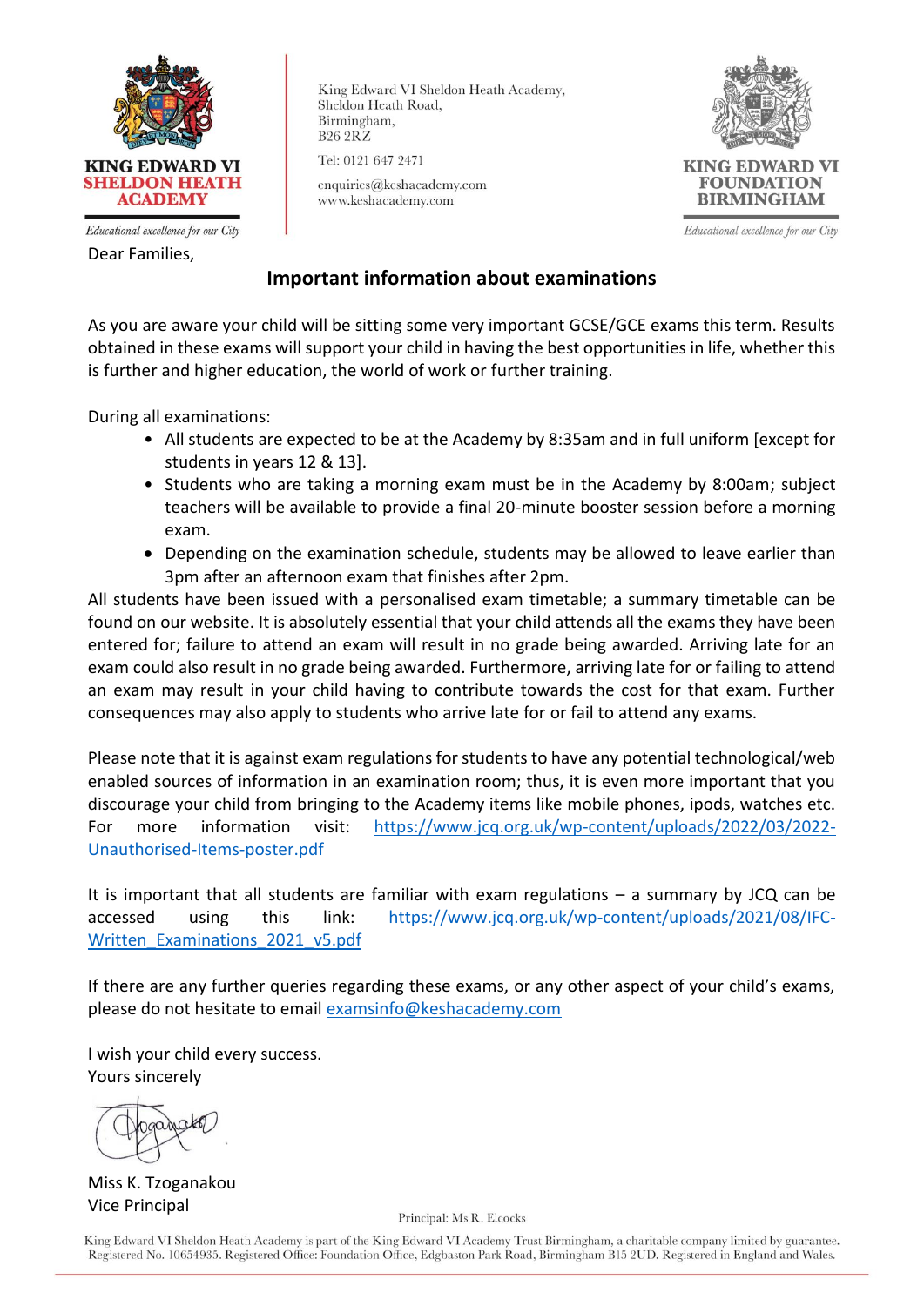**KING EDWARD VI SHELDON HEATH ACADEMY**

*Educational excellence for our City*

King Edward VI Sheldon Heath Academy,
Sheldon Heath Road,
Birmingham,
B26 2RZ

Tel: 0121 647 2471

enquiries@keshacademy.com
www.keshacademy.com

**KING EDWARD VI FOUNDATION BIRMINGHAM**

*Educational excellence for our City*

Dear Families,

## Important information about examinations

As you are aware your child will be sitting some very important GCSE/GCE exams this term. Results obtained in these exams will support your child in having the best opportunities in life, whether this is further and higher education, the world of work or further training.

During all examinations:

- All students are expected to be at the Academy by 8:35am and in full uniform [except for students in years 12 & 13].
- Students who are taking a morning exam must be in the Academy by 8:00am; subject teachers will be available to provide a final 20-minute booster session before a morning exam.
- Depending on the examination schedule, students may be allowed to leave earlier than 3pm after an afternoon exam that finishes after 2pm.

All students have been issued with a personalised exam timetable; a summary timetable can be found on our website. It is absolutely essential that your child attends all the exams they have been entered for; failure to attend an exam will result in no grade being awarded. Arriving late for an exam could also result in no grade being awarded. Furthermore, arriving late for or failing to attend an exam may result in your child having to contribute towards the cost for that exam. Further consequences may also apply to students who arrive late for or fail to attend any exams.

Please note that it is against exam regulations for students to have any potential technological/web enabled sources of information in an examination room; thus, it is even more important that you discourage your child from bringing to the Academy items like mobile phones, ipods, watches etc. For more information visit: https://www.jcq.org.uk/wp-content/uploads/2022/03/2022-Unauthorised-Items-poster.pdf

It is important that all students are familiar with exam regulations – a summary by JCQ can be accessed using this link: https://www.jcq.org.uk/wp-content/uploads/2021/08/IFC-Written_Examinations_2021_v5.pdf

If there are any further queries regarding these exams, or any other aspect of your child's exams, please do not hesitate to email examsinfo@keshacademy.com

I wish your child every success.
Yours sincerely

Miss K. Tzoganakou
Vice Principal

Principal: Ms R. Elcocks

King Edward VI Sheldon Heath Academy is part of the King Edward VI Academy Trust Birmingham, a charitable company limited by guarantee. Registered No. 10654935. Registered Office: Foundation Office, Edgbaston Park Road, Birmingham B15 2UD. Registered in England and Wales.